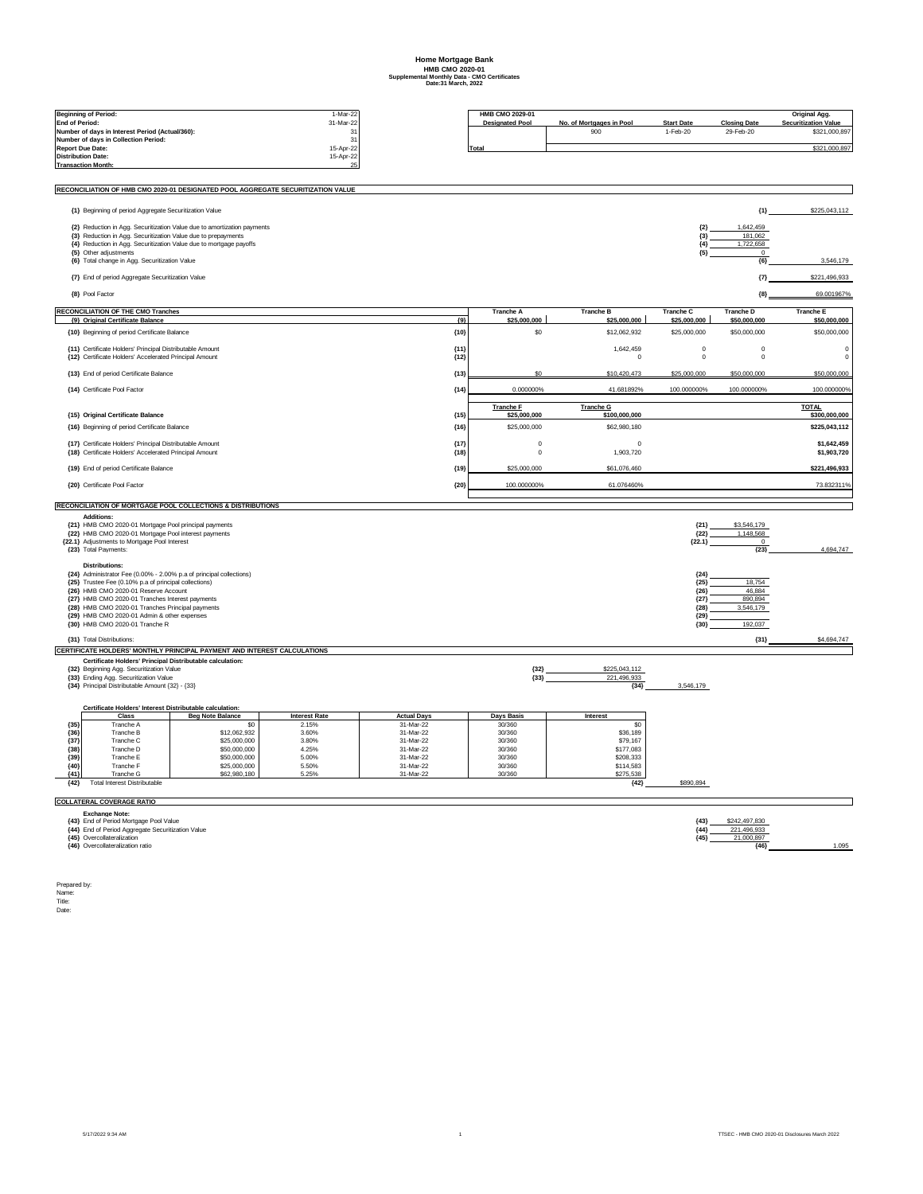# Home Mortgage Bank

## HMB CMO 2020-01

### Supplemental Monthly Data - CMO Certificates

**Date:31 March, 2022**

| | |
|---|---|
| **Beginning of Period:** | 1-Mar-22 |
| **End of Period:** | 31-Mar-22 |
| **Number of days in Interest Period (Actual/360):** | 31 |
| **Number of days in Collection Period:** | 31 |
| **Report Due Date:** | 15-Apr-22 |
| **Distribution Date:** | 15-Apr-22 |
| **Transaction Month:** | 25 |

| HMB CMO 2029-01 Designated Pool | No. of Mortgages in Pool | Start Date | Closing Date | Original Agg. Securitization Value |
|---|---|---|---|---|
| | 900 | 1-Feb-20 | 29-Feb-20 | $321,000,897 |
| Total | | | | $321,000,897 |

## RECONCILIATION OF HMB CMO 2020-01 DESIGNATED POOL AGGREGATE SECURITIZATION VALUE

| | | | |
|---|---|---|---|
| {1} Beginning of period Aggregate Securitization Value | | {1} | $225,043,112 |
| {2} Reduction in Agg. Securitization Value due to amortization payments | {2} | 1,642,459 | |
| {3} Reduction in Agg. Securitization Value due to prepayments | {3} | 181,062 | |
| {4} Reduction in Agg. Securitization Value due to mortgage payoffs | {4} | 1,722,658 | |
| {5} Other adjustments | {5} | 0 | |
| {6} Total change in Agg. Securitization Value | | {6} | 3,546,179 |
| {7} End of period Aggregate Securitization Value | | {7} | $221,496,933 |
| {8} Pool Factor | | {8} | 69.001967% |

## RECONCILIATION OF THE CMO Tranches

| | | Tranche A | Tranche B | Tranche C | Tranche D | Tranche E |
|---|---|---|---|---|---|---|
| {9} Original Certificate Balance | {9} | $25,000,000 | $25,000,000 | $25,000,000 | $50,000,000 | $50,000,000 |
| {10} Beginning of period Certificate Balance | {10} | $0 | $12,062,932 | $25,000,000 | $50,000,000 | $50,000,000 |
| {11} Certificate Holders' Principal Distributable Amount | {11} | | 1,642,459 | 0 | 0 | 0 |
| {12} Certificate Holders' Accelerated Principal Amount | {12} | | 0 | 0 | 0 | 0 |
| {13} End of period Certificate Balance | {13} | $0 | $10,420,473 | $25,000,000 | $50,000,000 | $50,000,000 |
| {14} Certificate Pool Factor | {14} | 0.000000% | 41.681892% | 100.000000% | 100.000000% | 100.000000% |

| | | Tranche F | Tranche G | TOTAL |
|---|---|---|---|---|
| {15} Original Certificate Balance | {15} | $25,000,000 | $100,000,000 | $300,000,000 |
| {16} Beginning of period Certificate Balance | {16} | $25,000,000 | $62,980,180 | $225,043,112 |
| {17} Certificate Holders' Principal Distributable Amount | {17} | 0 | 0 | $1,642,459 |
| {18} Certificate Holders' Accelerated Principal Amount | {18} | 0 | 1,903,720 | $1,903,720 |
| {19} End of period Certificate Balance | {19} | $25,000,000 | $61,076,460 | $221,496,933 |
| {20} Certificate Pool Factor | {20} | 100.000000% | 61.076460% | 73.832311% |

## RECONCILIATION OF MORTGAGE POOL COLLECTIONS & DISTRIBUTIONS

**Additions:**

| | | | |
|---|---|---|---|
| {21} HMB CMO 2020-01 Mortgage Pool principal payments | {21} | $3,546,179 | |
| {22} HMB CMO 2020-01 Mortgage Pool interest payments | {22} | 1,148,568 | |
| {22.1} Adjustments to Mortgage Pool Interest | {22.1} | 0 | |
| {23} Total Payments: | | {23} | 4,694,747 |

**Distributions:**

| | | | |
|---|---|---|---|
| {24} Administrator Fee (0.00% - 2.00% p.a of principal collections) | {24} | | |
| {25} Trustee Fee (0.10% p.a of principal collections) | {25} | 18,754 | |
| {26} HMB CMO 2020-01 Reserve Account | {26} | 46,884 | |
| {27} HMB CMO 2020-01 Tranches Interest payments | {27} | 890,894 | |
| {28} HMB CMO 2020-01 Tranches Principal payments | {28} | 3,546,179 | |
| {29} HMB CMO 2020-01 Admin & other expenses | {29} | | |
| {30} HMB CMO 2020-01 Tranche R | {30} | 192,037 | |
| {31} Total Distributions: | | {31} | $4,694,747 |

## CERTIFICATE HOLDERS' MONTHLY PRINCIPAL PAYMENT AND INTEREST CALCULATIONS

**Certificate Holders' Principal Distributable calculation:**

| | | | |
|---|---|---|---|
| {32} Beginning Agg. Securitization Value | {32} | $225,043,112 | |
| {33} Ending Agg. Securitization Value | {33} | 221,496,933 | |
| {34} Principal Distributable Amount {32} - {33} | | {34} | 3,546,179 |

**Certificate Holders' Interest Distributable calculation:**

| | Class | Beg Note Balance | Interest Rate | Actual Days | Days Basis | Interest |
|---|---|---|---|---|---|---|
| {35} | Tranche A | $0 | 2.15% | 31-Mar-22 | 30/360 | $0 |
| {36} | Tranche B | $12,062,932 | 3.60% | 31-Mar-22 | 30/360 | $36,189 |
| {37} | Tranche C | $25,000,000 | 3.80% | 31-Mar-22 | 30/360 | $79,167 |
| {38} | Tranche D | $50,000,000 | 4.25% | 31-Mar-22 | 30/360 | $177,083 |
| {39} | Tranche E | $50,000,000 | 5.00% | 31-Mar-22 | 30/360 | $208,333 |
| {40} | Tranche F | $25,000,000 | 5.50% | 31-Mar-22 | 30/360 | $114,583 |
| {41} | Tranche G | $62,980,180 | 5.25% | 31-Mar-22 | 30/360 | $275,538 |
| {42} | Total Interest Distributable | | | | | {42} $890,894 |

## COLLATERAL COVERAGE RATIO

**Exchange Note:**

| | | | |
|---|---|---|---|
| {43} End of Period Mortgage Pool Value | {43} | $242,497,830 | |
| {44} End of Period Aggregate Securitization Value | {44} | 221,496,933 | |
| {45} Overcollateralization | {45} | 21,000,897 | |
| {46} Overcollateralization ratio | | {46} | 1.095 |

Prepared by:
Name:
Title:
Date: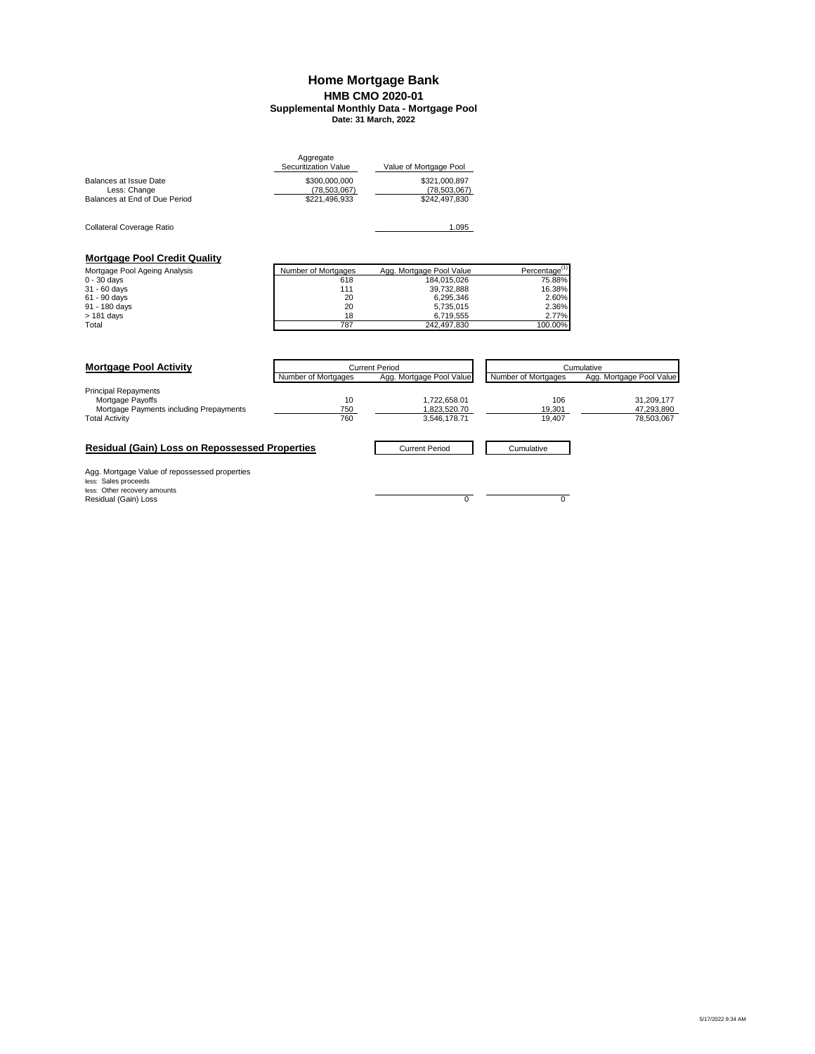# Home Mortgage Bank

## HMB CMO 2020-01

### Supplemental Monthly Data - Mortgage Pool

**Date: 31 March, 2022**

| | Aggregate Securitization Value | Value of Mortgage Pool |
|---|---|---|
| Balances at Issue Date | $300,000,000 | $321,000,897 |
| Less: Change | (78,503,067) | (78,503,067) |
| Balances at End of Due Period | $221,496,933 | $242,497,830 |
| | | |
| Collateral Coverage Ratio | | 1.095 |

## Mortgage Pool Credit Quality

| Mortgage Pool Ageing Analysis | Number of Mortgages | Agg. Mortgage Pool Value | Percentage[1] |
|---|---|---|---|
| 0 - 30 days | 618 | 184,015,026 | 75.88% |
| 31 - 60 days | 111 | 39,732,888 | 16.38% |
| 61 - 90 days | 20 | 6,295,346 | 2.60% |
| 91 - 180 days | 20 | 5,735,015 | 2.36% |
| > 181 days | 18 | 6,719,555 | 2.77% |
| Total | 787 | 242,497,830 | 100.00% |

## Mortgage Pool Activity

| | Current Period | | Cumulative | |
|---|---|---|---|---|
| | Number of Mortgages | Agg. Mortgage Pool Value | Number of Mortgages | Agg. Mortgage Pool Value |
| Principal Repayments | | | | |
| Mortgage Payoffs | 10 | 1,722,658.01 | 106 | 31,209,177 |
| Mortgage Payments including Prepayments | 750 | 1,823,520.70 | 19,301 | 47,293,890 |
| Total Activity | 760 | 3,546,178.71 | 19,407 | 78,503,067 |

## Residual (Gain) Loss on Repossessed Properties

| | Current Period | Cumulative |
|---|---|---|
| Agg. Mortgage Value of repossessed properties | | |
| less: Sales proceeds | | |
| less: Other recovery amounts | | |
| Residual (Gain) Loss | 0 | 0 |

5/17/2022 9:34 AM